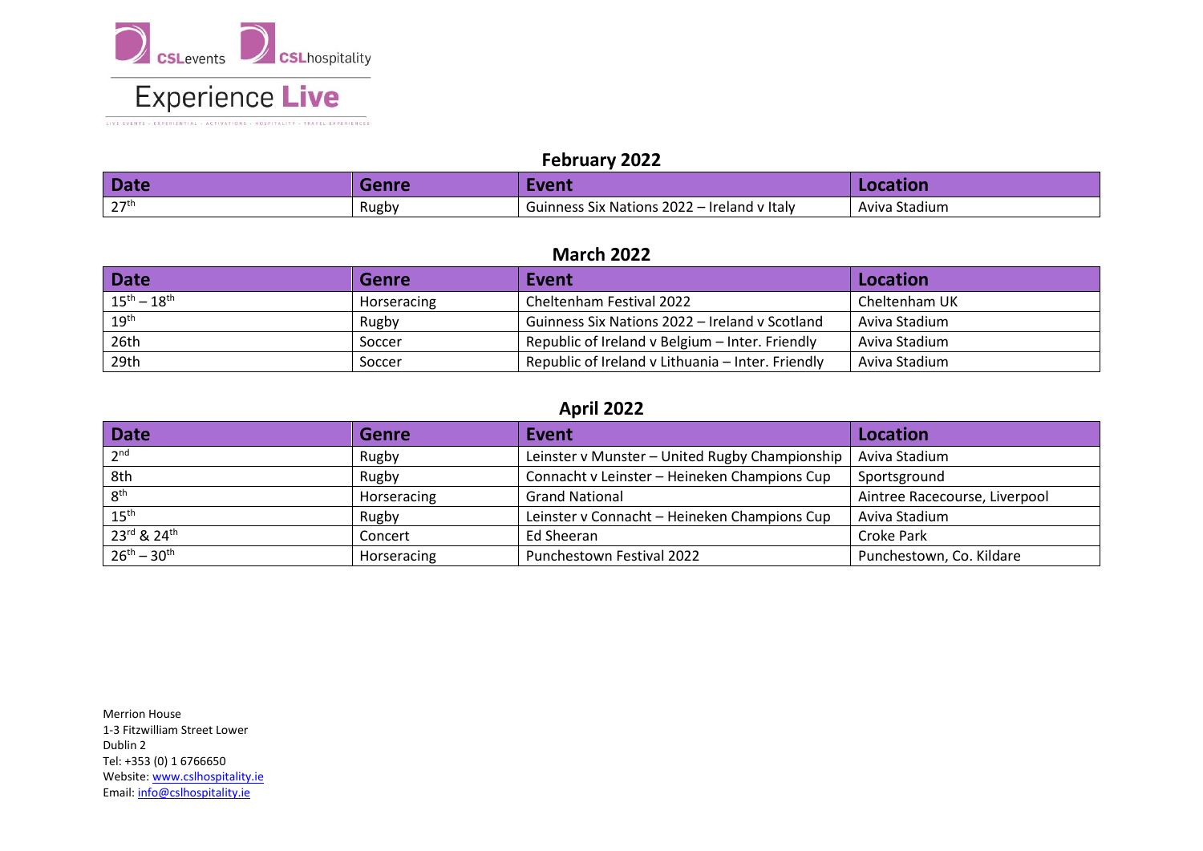CSLevents CSLhospitality

Experience **Live**

LIVE EVENTS · EXPERIENTIAL · ACTIVATIONS · HOSPITALITY · TRAVEL EXPERIENCES

## February 2022

| Date | Genre | Event | Location |
|---|---|---|---|
| 27th | Rugby | Guinness Six Nations 2022 – Ireland v Italy | Aviva Stadium |

## March 2022

| Date | Genre | Event | Location |
|---|---|---|---|
| 15th – 18th | Horseracing | Cheltenham Festival 2022 | Cheltenham UK |
| 19th | Rugby | Guinness Six Nations 2022 – Ireland v Scotland | Aviva Stadium |
| 26th | Soccer | Republic of Ireland v Belgium – Inter. Friendly | Aviva Stadium |
| 29th | Soccer | Republic of Ireland v Lithuania – Inter. Friendly | Aviva Stadium |

## April 2022

| Date | Genre | Event | Location |
|---|---|---|---|
| 2nd | Rugby | Leinster v Munster – United Rugby Championship | Aviva Stadium |
| 8th | Rugby | Connacht v Leinster – Heineken Champions Cup | Sportsground |
| 8th | Horseracing | Grand National | Aintree Racecourse, Liverpool |
| 15th | Rugby | Leinster v Connacht – Heineken Champions Cup | Aviva Stadium |
| 23rd & 24th | Concert | Ed Sheeran | Croke Park |
| 26th – 30th | Horseracing | Punchestown Festival 2022 | Punchestown, Co. Kildare |

Merrion House
1-3 Fitzwilliam Street Lower
Dublin 2
Tel: +353 (0) 1 6766650
Website: www.cslhospitality.ie
Email: info@cslhospitality.ie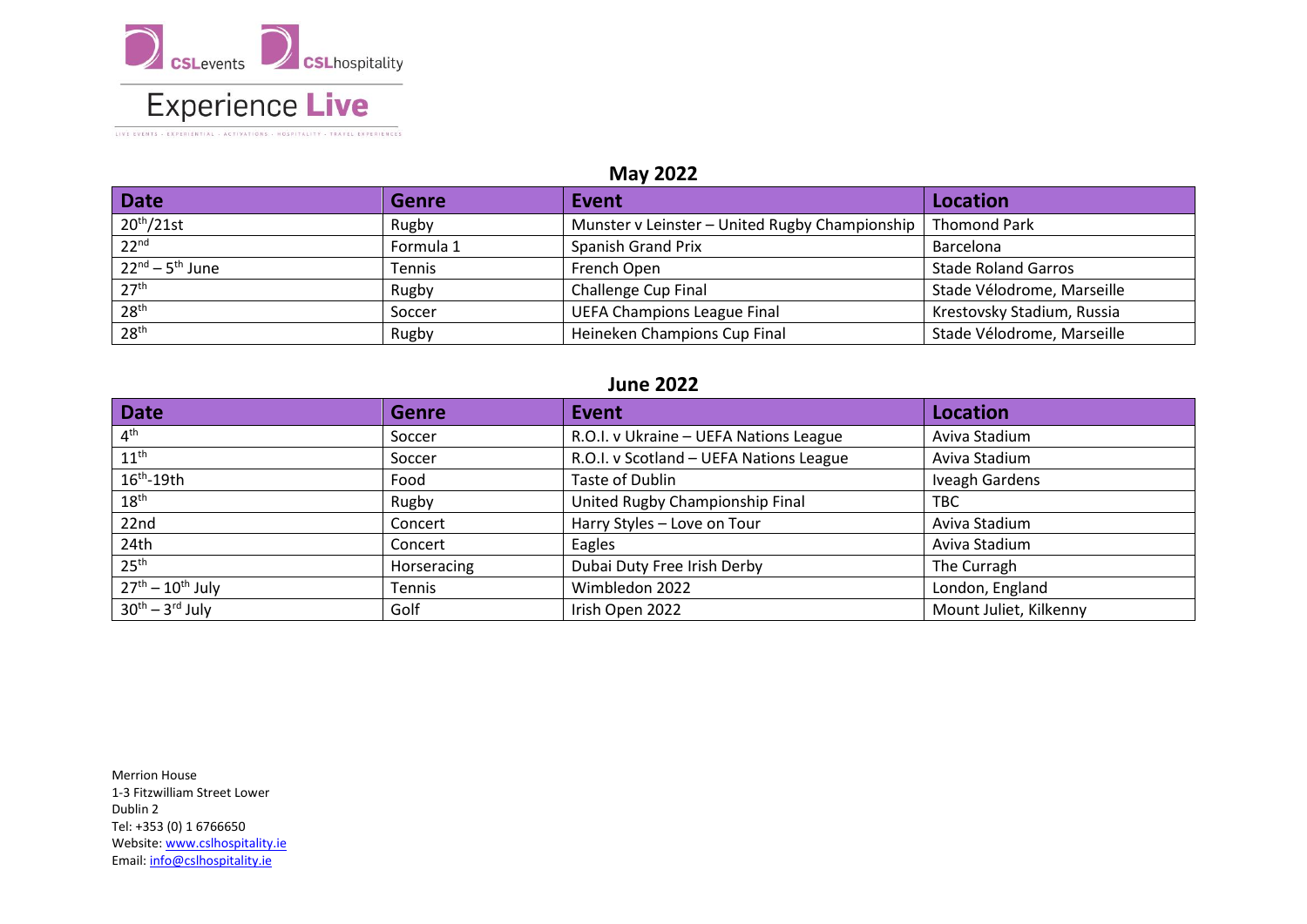CSLevents CSLhospitality

Experience Live

LIVE EVENTS · EXPERIENTIAL · ACTIVATIONS · HOSPITALITY · TRAVEL EXPERIENCES

## May 2022

| Date | Genre | Event | Location |
|---|---|---|---|
| 20th/21st | Rugby | Munster v Leinster – United Rugby Championship | Thomond Park |
| 22nd | Formula 1 | Spanish Grand Prix | Barcelona |
| 22nd – 5th June | Tennis | French Open | Stade Roland Garros |
| 27th | Rugby | Challenge Cup Final | Stade Vélodrome, Marseille |
| 28th | Soccer | UEFA Champions League Final | Krestovsky Stadium, Russia |
| 28th | Rugby | Heineken Champions Cup Final | Stade Vélodrome, Marseille |

## June 2022

| Date | Genre | Event | Location |
|---|---|---|---|
| 4th | Soccer | R.O.I. v Ukraine – UEFA Nations League | Aviva Stadium |
| 11th | Soccer | R.O.I. v Scotland – UEFA Nations League | Aviva Stadium |
| 16th-19th | Food | Taste of Dublin | Iveagh Gardens |
| 18th | Rugby | United Rugby Championship Final | TBC |
| 22nd | Concert | Harry Styles – Love on Tour | Aviva Stadium |
| 24th | Concert | Eagles | Aviva Stadium |
| 25th | Horseracing | Dubai Duty Free Irish Derby | The Curragh |
| 27th – 10th July | Tennis | Wimbledon 2022 | London, England |
| 30th – 3rd July | Golf | Irish Open 2022 | Mount Juliet, Kilkenny |

Merrion House
1-3 Fitzwilliam Street Lower
Dublin 2
Tel: +353 (0) 1 6766650
Website: www.cslhospitality.ie
Email: info@cslhospitality.ie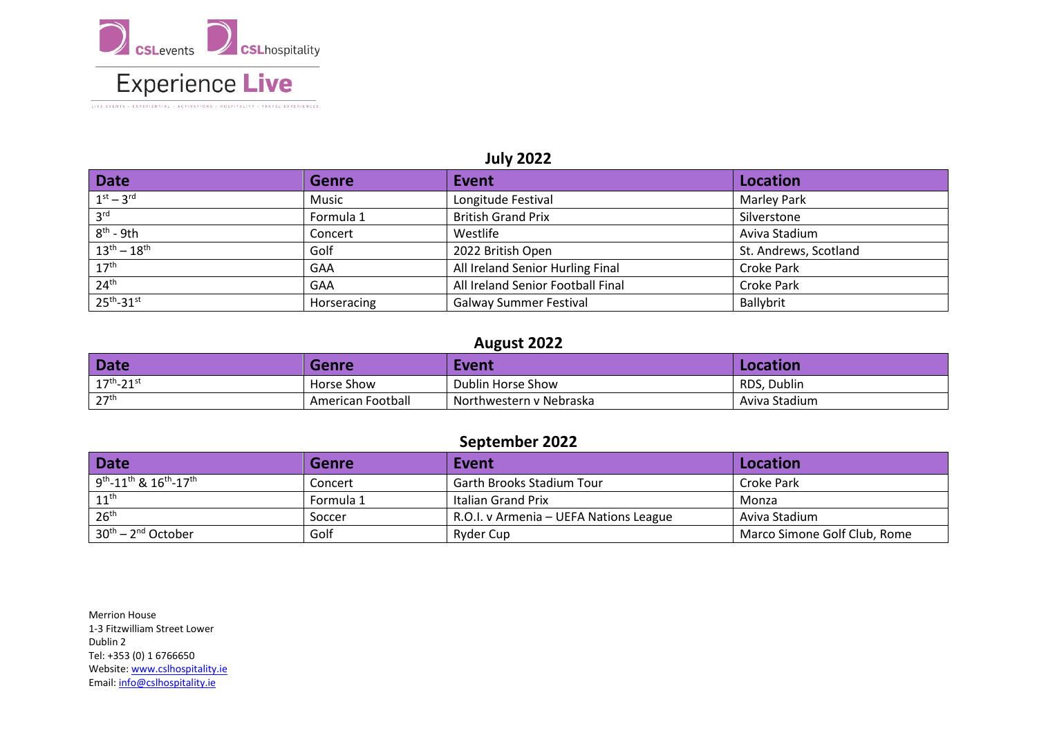## July 2022

| Date | Genre | Event | Location |
|---|---|---|---|
| 1st – 3rd | Music | Longitude Festival | Marley Park |
| 3rd | Formula 1 | British Grand Prix | Silverstone |
| 8th - 9th | Concert | Westlife | Aviva Stadium |
| 13th – 18th | Golf | 2022 British Open | St. Andrews, Scotland |
| 17th | GAA | All Ireland Senior Hurling Final | Croke Park |
| 24th | GAA | All Ireland Senior Football Final | Croke Park |
| 25th-31st | Horseracing | Galway Summer Festival | Ballybrit |

## August 2022

| Date | Genre | Event | Location |
|---|---|---|---|
| 17th-21st | Horse Show | Dublin Horse Show | RDS, Dublin |
| 27th | American Football | Northwestern v Nebraska | Aviva Stadium |

## September 2022

| Date | Genre | Event | Location |
|---|---|---|---|
| 9th-11th & 16th-17th | Concert | Garth Brooks Stadium Tour | Croke Park |
| 11th | Formula 1 | Italian Grand Prix | Monza |
| 26th | Soccer | R.O.I. v Armenia – UEFA Nations League | Aviva Stadium |
| 30th – 2nd October | Golf | Ryder Cup | Marco Simone Golf Club, Rome |

Merrion House
1-3 Fitzwilliam Street Lower
Dublin 2
Tel: +353 (0) 1 6766650
Website: www.cslhospitality.ie
Email: info@cslhospitality.ie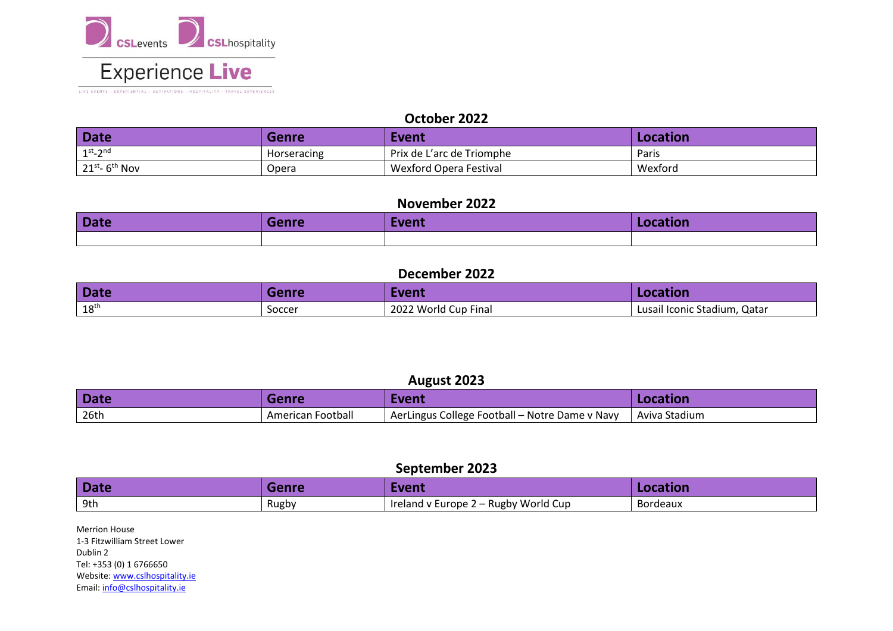CSLevents CSLhospitality

Experience **Live**

LIVE EVENTS - EXPERIENTIAL - ACTIVATIONS - HOSPITALITY - TRAVEL EXPERIENCES

## October 2022

| Date | Genre | Event | Location |
|---|---|---|---|
| 1st-2nd | Horseracing | Prix de L'arc de Triomphe | Paris |
| 21st- 6th Nov | Opera | Wexford Opera Festival | Wexford |

## November 2022

| Date | Genre | Event | Location |
|---|---|---|---|
| | | | |

## December 2022

| Date | Genre | Event | Location |
|---|---|---|---|
| 18th | Soccer | 2022 World Cup Final | Lusail Iconic Stadium, Qatar |

## August 2023

| Date | Genre | Event | Location |
|---|---|---|---|
| 26th | American Football | AerLingus College Football – Notre Dame v Navy | Aviva Stadium |

## September 2023

| Date | Genre | Event | Location |
|---|---|---|---|
| 9th | Rugby | Ireland v Europe 2 – Rugby World Cup | Bordeaux |

Merrion House
1-3 Fitzwilliam Street Lower
Dublin 2
Tel: +353 (0) 1 6766650
Website: www.cslhospitality.ie
Email: info@cslhospitality.ie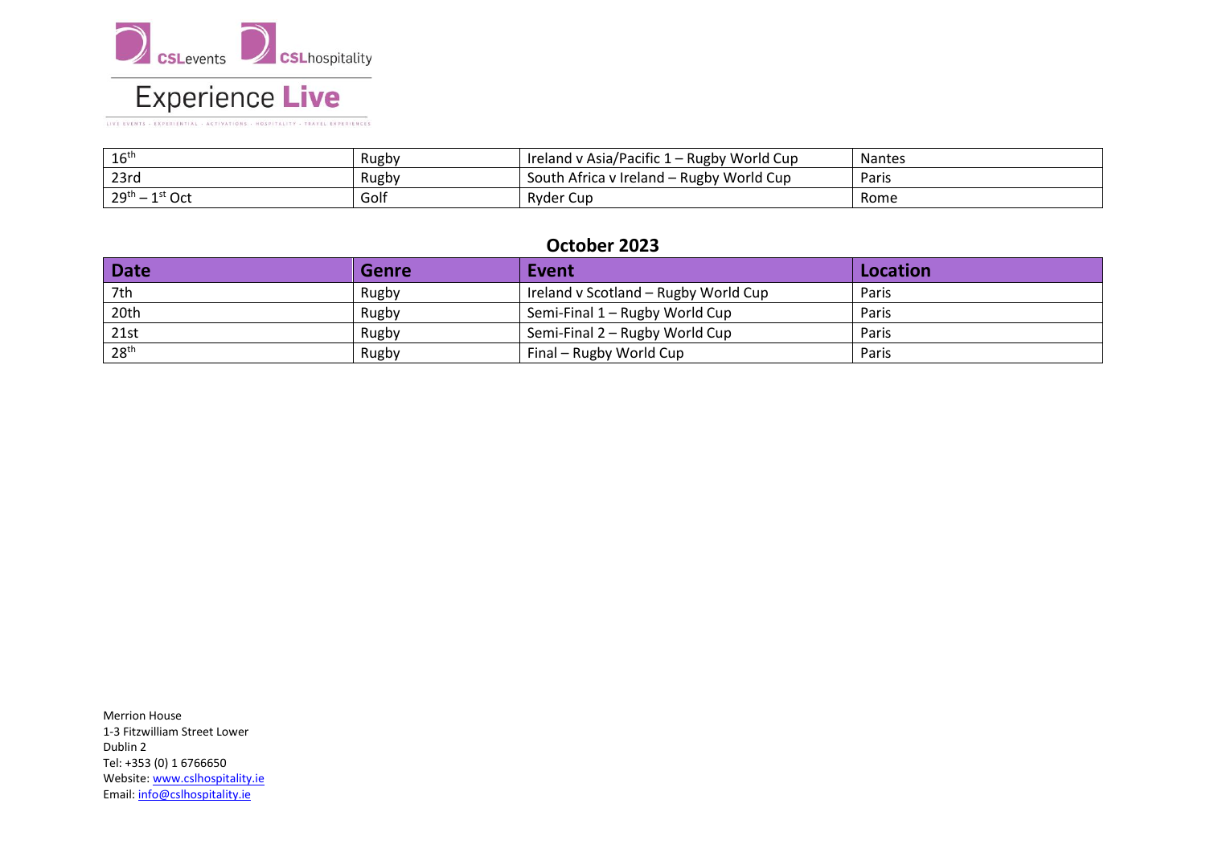CSLevents CSLhospitality

Experience **Live**

LIVE EVENTS · EXPERIENTIAL · ACTIVATIONS · HOSPITALITY · TRAVEL EXPERIENCES

| | | | |
|---|---|---|---|
| 16th | Rugby | Ireland v Asia/Pacific 1 – Rugby World Cup | Nantes |
| 23rd | Rugby | South Africa v Ireland – Rugby World Cup | Paris |
| 29th – 1st Oct | Golf | Ryder Cup | Rome |

## October 2023

| Date | Genre | Event | Location |
|---|---|---|---|
| 7th | Rugby | Ireland v Scotland – Rugby World Cup | Paris |
| 20th | Rugby | Semi-Final 1 – Rugby World Cup | Paris |
| 21st | Rugby | Semi-Final 2 – Rugby World Cup | Paris |
| 28th | Rugby | Final – Rugby World Cup | Paris |

Merrion House
1-3 Fitzwilliam Street Lower
Dublin 2
Tel: +353 (0) 1 6766650
Website: www.cslhospitality.ie
Email: info@cslhospitality.ie